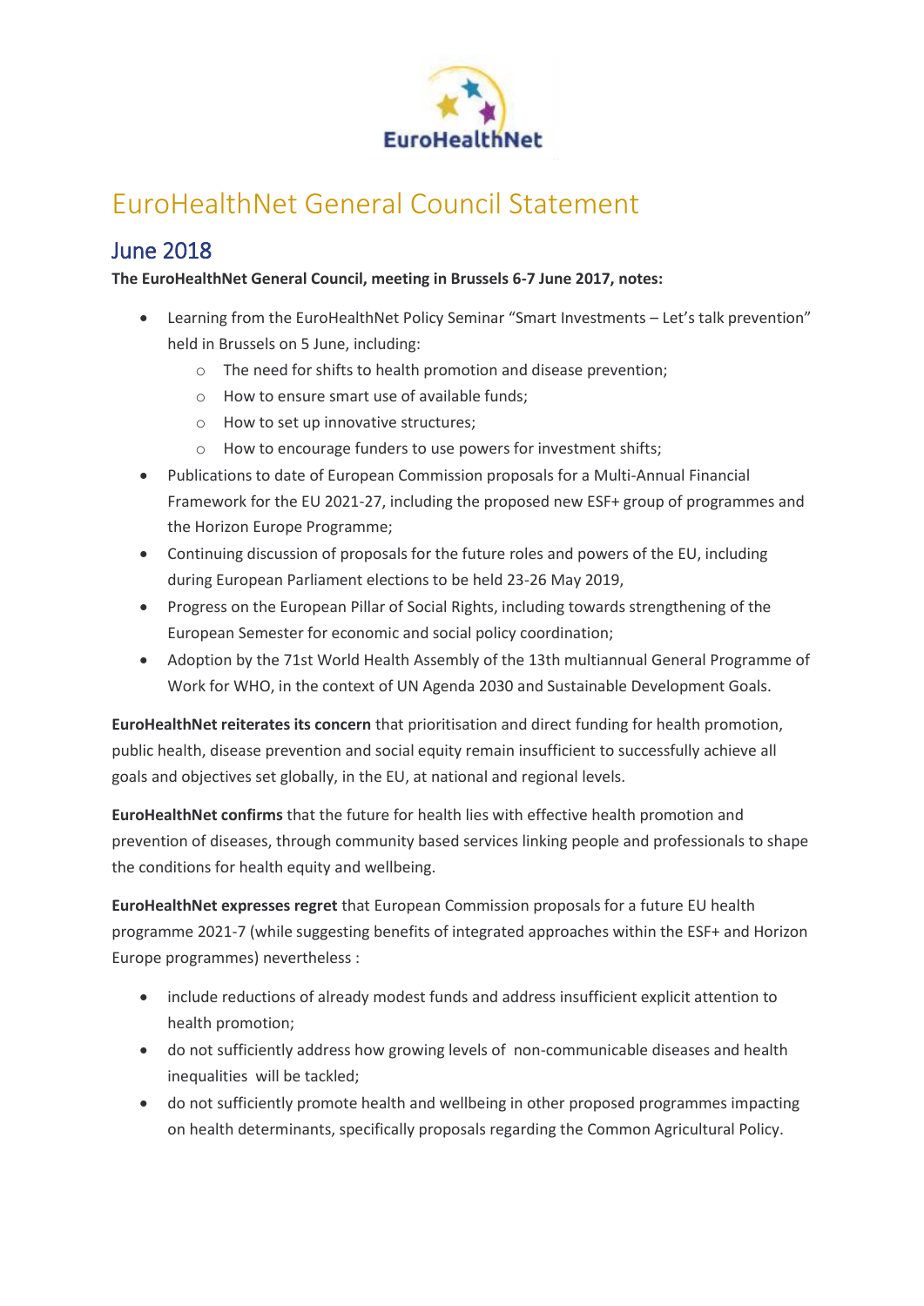# EuroHealthNet General Council Statement

## June 2018

**The EuroHealthNet General Council, meeting in Brussels 6-7 June 2017, notes:**

- Learning from the EuroHealthNet Policy Seminar "Smart Investments – Let's talk prevention" held in Brussels on 5 June, including:
  - The need for shifts to health promotion and disease prevention;
  - How to ensure smart use of available funds;
  - How to set up innovative structures;
  - How to encourage funders to use powers for investment shifts;
- Publications to date of European Commission proposals for a Multi-Annual Financial Framework for the EU 2021-27, including the proposed new ESF+ group of programmes and the Horizon Europe Programme;
- Continuing discussion of proposals for the future roles and powers of the EU, including during European Parliament elections to be held 23-26 May 2019,
- Progress on the European Pillar of Social Rights, including towards strengthening of the European Semester for economic and social policy coordination;
- Adoption by the 71st World Health Assembly of the 13th multiannual General Programme of Work for WHO, in the context of UN Agenda 2030 and Sustainable Development Goals.

**EuroHealthNet reiterates its concern** that prioritisation and direct funding for health promotion, public health, disease prevention and social equity remain insufficient to successfully achieve all goals and objectives set globally, in the EU, at national and regional levels.

**EuroHealthNet confirms** that the future for health lies with effective health promotion and prevention of diseases, through community based services linking people and professionals to shape the conditions for health equity and wellbeing.

**EuroHealthNet expresses regret** that European Commission proposals for a future EU health programme 2021-7 (while suggesting benefits of integrated approaches within the ESF+ and Horizon Europe programmes) nevertheless :

- include reductions of already modest funds and address insufficient explicit attention to health promotion;
- do not sufficiently address how growing levels of non-communicable diseases and health inequalities will be tackled;
- do not sufficiently promote health and wellbeing in other proposed programmes impacting on health determinants, specifically proposals regarding the Common Agricultural Policy.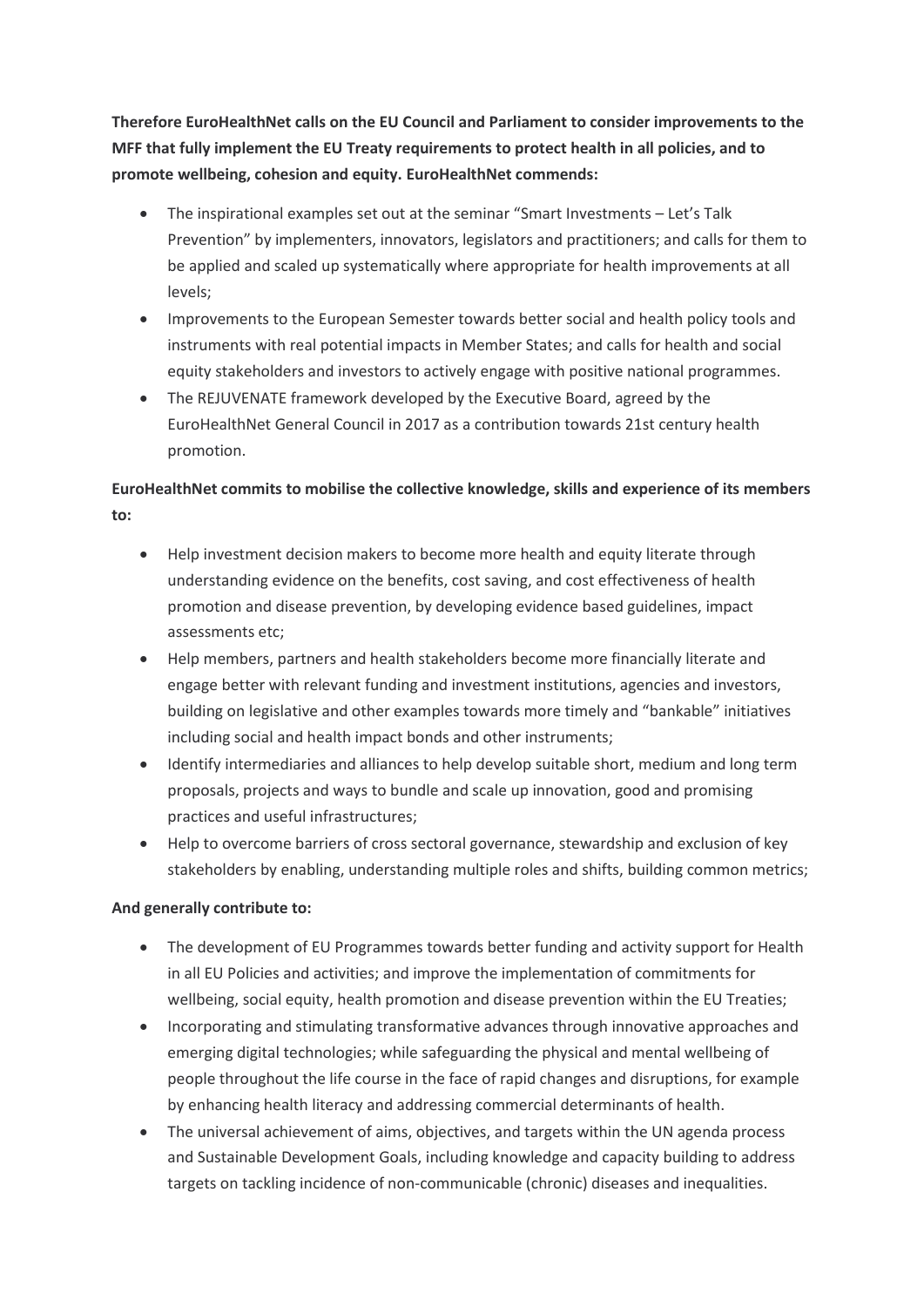**Therefore EuroHealthNet calls on the EU Council and Parliament to consider improvements to the MFF that fully implement the EU Treaty requirements to protect health in all policies, and to promote wellbeing, cohesion and equity. EuroHealthNet commends:**

- The inspirational examples set out at the seminar "Smart Investments – Let's Talk Prevention" by implementers, innovators, legislators and practitioners; and calls for them to be applied and scaled up systematically where appropriate for health improvements at all levels;
- Improvements to the European Semester towards better social and health policy tools and instruments with real potential impacts in Member States; and calls for health and social equity stakeholders and investors to actively engage with positive national programmes.
- The REJUVENATE framework developed by the Executive Board, agreed by the EuroHealthNet General Council in 2017 as a contribution towards 21st century health promotion.

**EuroHealthNet commits to mobilise the collective knowledge, skills and experience of its members to:**

- Help investment decision makers to become more health and equity literate through understanding evidence on the benefits, cost saving, and cost effectiveness of health promotion and disease prevention, by developing evidence based guidelines, impact assessments etc;
- Help members, partners and health stakeholders become more financially literate and engage better with relevant funding and investment institutions, agencies and investors, building on legislative and other examples towards more timely and "bankable" initiatives including social and health impact bonds and other instruments;
- Identify intermediaries and alliances to help develop suitable short, medium and long term proposals, projects and ways to bundle and scale up innovation, good and promising practices and useful infrastructures;
- Help to overcome barriers of cross sectoral governance, stewardship and exclusion of key stakeholders by enabling, understanding multiple roles and shifts, building common metrics;

**And generally contribute to:**

- The development of EU Programmes towards better funding and activity support for Health in all EU Policies and activities; and improve the implementation of commitments for wellbeing, social equity, health promotion and disease prevention within the EU Treaties;
- Incorporating and stimulating transformative advances through innovative approaches and emerging digital technologies; while safeguarding the physical and mental wellbeing of people throughout the life course in the face of rapid changes and disruptions, for example by enhancing health literacy and addressing commercial determinants of health.
- The universal achievement of aims, objectives, and targets within the UN agenda process and Sustainable Development Goals, including knowledge and capacity building to address targets on tackling incidence of non-communicable (chronic) diseases and inequalities.